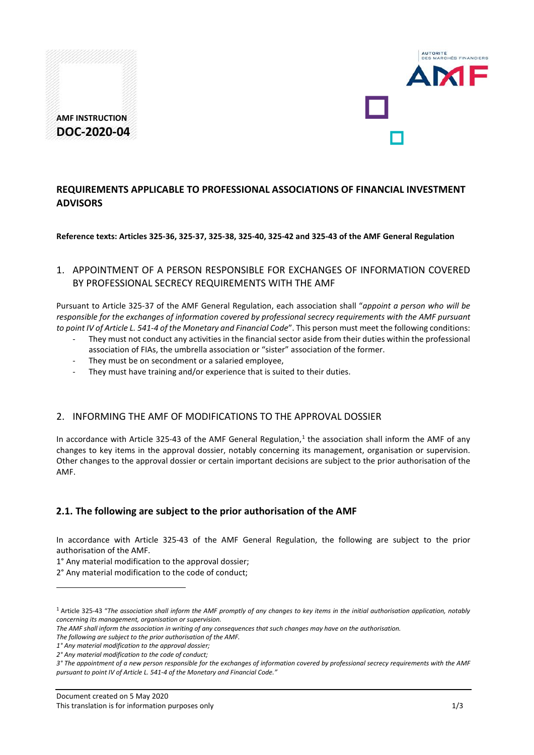**AMF INSTRUCTION**
**DOC-2020-04**

# REQUIREMENTS APPLICABLE TO PROFESSIONAL ASSOCIATIONS OF FINANCIAL INVESTMENT ADVISORS

**Reference texts: Articles 325-36, 325-37, 325-38, 325-40, 325-42 and 325-43 of the AMF General Regulation**

## 1. APPOINTMENT OF A PERSON RESPONSIBLE FOR EXCHANGES OF INFORMATION COVERED BY PROFESSIONAL SECRECY REQUIREMENTS WITH THE AMF

Pursuant to Article 325-37 of the AMF General Regulation, each association shall "*appoint a person who will be responsible for the exchanges of information covered by professional secrecy requirements with the AMF pursuant to point IV of Article L. 541-4 of the Monetary and Financial Code*". This person must meet the following conditions:

- They must not conduct any activities in the financial sector aside from their duties within the professional association of FIAs, the umbrella association or "sister" association of the former.
- They must be on secondment or a salaried employee,
- They must have training and/or experience that is suited to their duties.

## 2. INFORMING THE AMF OF MODIFICATIONS TO THE APPROVAL DOSSIER

In accordance with Article 325-43 of the AMF General Regulation,[1] the association shall inform the AMF of any changes to key items in the approval dossier, notably concerning its management, organisation or supervision. Other changes to the approval dossier or certain important decisions are subject to the prior authorisation of the AMF.

### 2.1. The following are subject to the prior authorisation of the AMF

In accordance with Article 325-43 of the AMF General Regulation, the following are subject to the prior authorisation of the AMF.

1° Any material modification to the approval dossier;

2° Any material modification to the code of conduct;

---

[1] Article 325-43 "*The association shall inform the AMF promptly of any changes to key items in the initial authorisation application, notably concerning its management, organisation or supervision.*

*The AMF shall inform the association in writing of any consequences that such changes may have on the authorisation.*

*The following are subject to the prior authorisation of the AMF.*

*1° Any material modification to the approval dossier;*

*2° Any material modification to the code of conduct;*

*3° The appointment of a new person responsible for the exchanges of information covered by professional secrecy requirements with the AMF pursuant to point IV of Article L. 541-4 of the Monetary and Financial Code."*

Document created on 5 May 2020
This translation is for information purposes only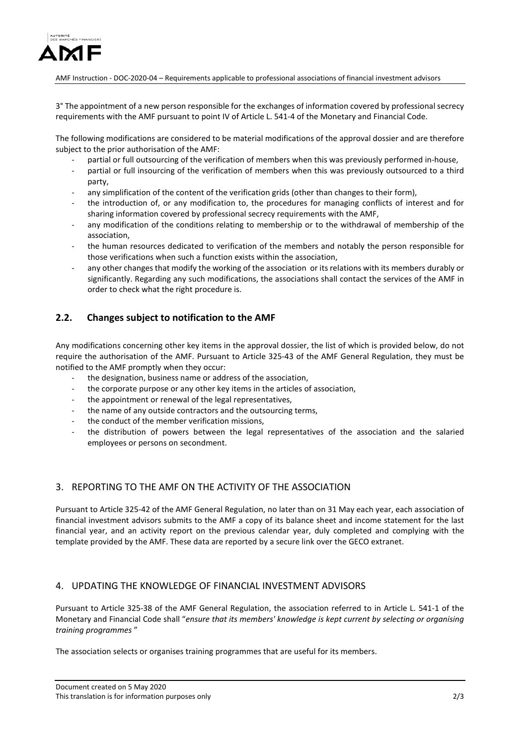3° The appointment of a new person responsible for the exchanges of information covered by professional secrecy requirements with the AMF pursuant to point IV of Article L. 541-4 of the Monetary and Financial Code.

The following modifications are considered to be material modifications of the approval dossier and are therefore subject to the prior authorisation of the AMF:

- partial or full outsourcing of the verification of members when this was previously performed in-house,
- partial or full insourcing of the verification of members when this was previously outsourced to a third party,
- any simplification of the content of the verification grids (other than changes to their form),
- the introduction of, or any modification to, the procedures for managing conflicts of interest and for sharing information covered by professional secrecy requirements with the AMF,
- any modification of the conditions relating to membership or to the withdrawal of membership of the association,
- the human resources dedicated to verification of the members and notably the person responsible for those verifications when such a function exists within the association,
- any other changes that modify the working of the association or its relations with its members durably or significantly. Regarding any such modifications, the associations shall contact the services of the AMF in order to check what the right procedure is.

## 2.2. Changes subject to notification to the AMF

Any modifications concerning other key items in the approval dossier, the list of which is provided below, do not require the authorisation of the AMF. Pursuant to Article 325-43 of the AMF General Regulation, they must be notified to the AMF promptly when they occur:

- the designation, business name or address of the association,
- the corporate purpose or any other key items in the articles of association,
- the appointment or renewal of the legal representatives,
- the name of any outside contractors and the outsourcing terms,
- the conduct of the member verification missions,
- the distribution of powers between the legal representatives of the association and the salaried employees or persons on secondment.

## 3. REPORTING TO THE AMF ON THE ACTIVITY OF THE ASSOCIATION

Pursuant to Article 325-42 of the AMF General Regulation, no later than on 31 May each year, each association of financial investment advisors submits to the AMF a copy of its balance sheet and income statement for the last financial year, and an activity report on the previous calendar year, duly completed and complying with the template provided by the AMF. These data are reported by a secure link over the GECO extranet.

## 4. UPDATING THE KNOWLEDGE OF FINANCIAL INVESTMENT ADVISORS

Pursuant to Article 325-38 of the AMF General Regulation, the association referred to in Article L. 541-1 of the Monetary and Financial Code shall "*ensure that its members' knowledge is kept current by selecting or organising training programmes* "

The association selects or organises training programmes that are useful for its members.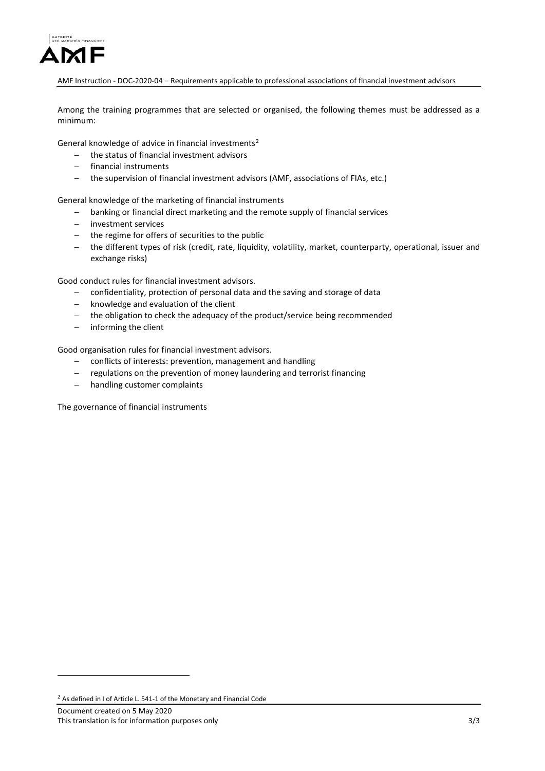Among the training programmes that are selected or organised, the following themes must be addressed as a minimum:

General knowledge of advice in financial investments[2]

- the status of financial investment advisors
- financial instruments
- the supervision of financial investment advisors (AMF, associations of FIAs, etc.)

General knowledge of the marketing of financial instruments

- banking or financial direct marketing and the remote supply of financial services
- investment services
- the regime for offers of securities to the public
- the different types of risk (credit, rate, liquidity, volatility, market, counterparty, operational, issuer and exchange risks)

Good conduct rules for financial investment advisors.

- confidentiality, protection of personal data and the saving and storage of data
- knowledge and evaluation of the client
- the obligation to check the adequacy of the product/service being recommended
- informing the client

Good organisation rules for financial investment advisors.

- conflicts of interests: prevention, management and handling
- regulations on the prevention of money laundering and terrorist financing
- handling customer complaints

The governance of financial instruments

[2] As defined in I of Article L. 541-1 of the Monetary and Financial Code